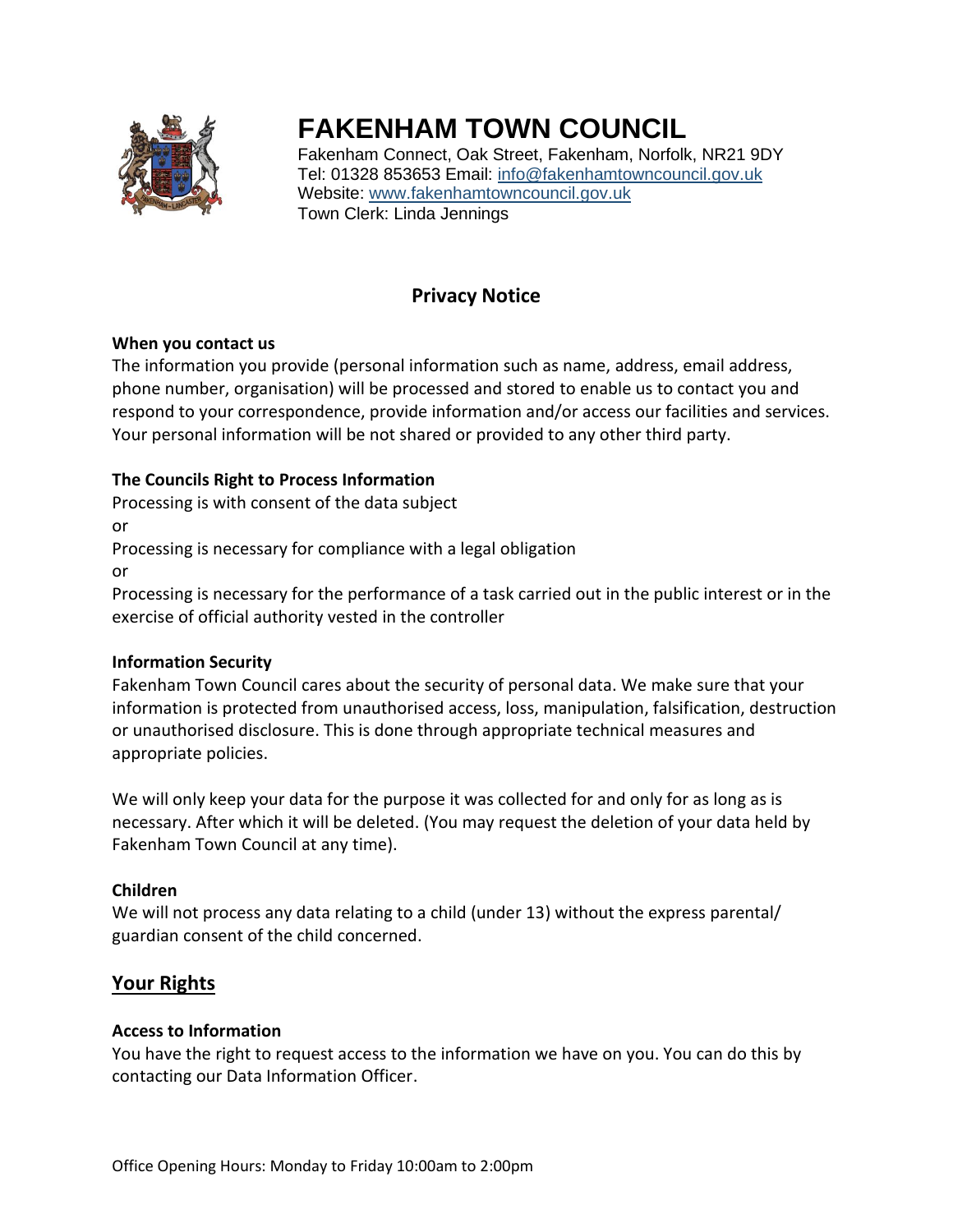# FAKENHAM TOWN COUNCIL

Fakenham Connect, Oak Street, Fakenham, Norfolk, NR21 9DY
Tel: 01328 853653 Email: info@fakenhamtowncouncil.gov.uk
Website: www.fakenhamtowncouncil.gov.uk
Town Clerk: Linda Jennings

## Privacy Notice

**When you contact us**

The information you provide (personal information such as name, address, email address, phone number, organisation) will be processed and stored to enable us to contact you and respond to your correspondence, provide information and/or access our facilities and services. Your personal information will be not shared or provided to any other third party.

**The Councils Right to Process Information**

Processing is with consent of the data subject

or

Processing is necessary for compliance with a legal obligation

or

Processing is necessary for the performance of a task carried out in the public interest or in the exercise of official authority vested in the controller

**Information Security**

Fakenham Town Council cares about the security of personal data. We make sure that your information is protected from unauthorised access, loss, manipulation, falsification, destruction or unauthorised disclosure. This is done through appropriate technical measures and appropriate policies.

We will only keep your data for the purpose it was collected for and only for as long as is necessary. After which it will be deleted. (You may request the deletion of your data held by Fakenham Town Council at any time).

**Children**

We will not process any data relating to a child (under 13) without the express parental/ guardian consent of the child concerned.

## Your Rights

**Access to Information**

You have the right to request access to the information we have on you. You can do this by contacting our Data Information Officer.

Office Opening Hours: Monday to Friday 10:00am to 2:00pm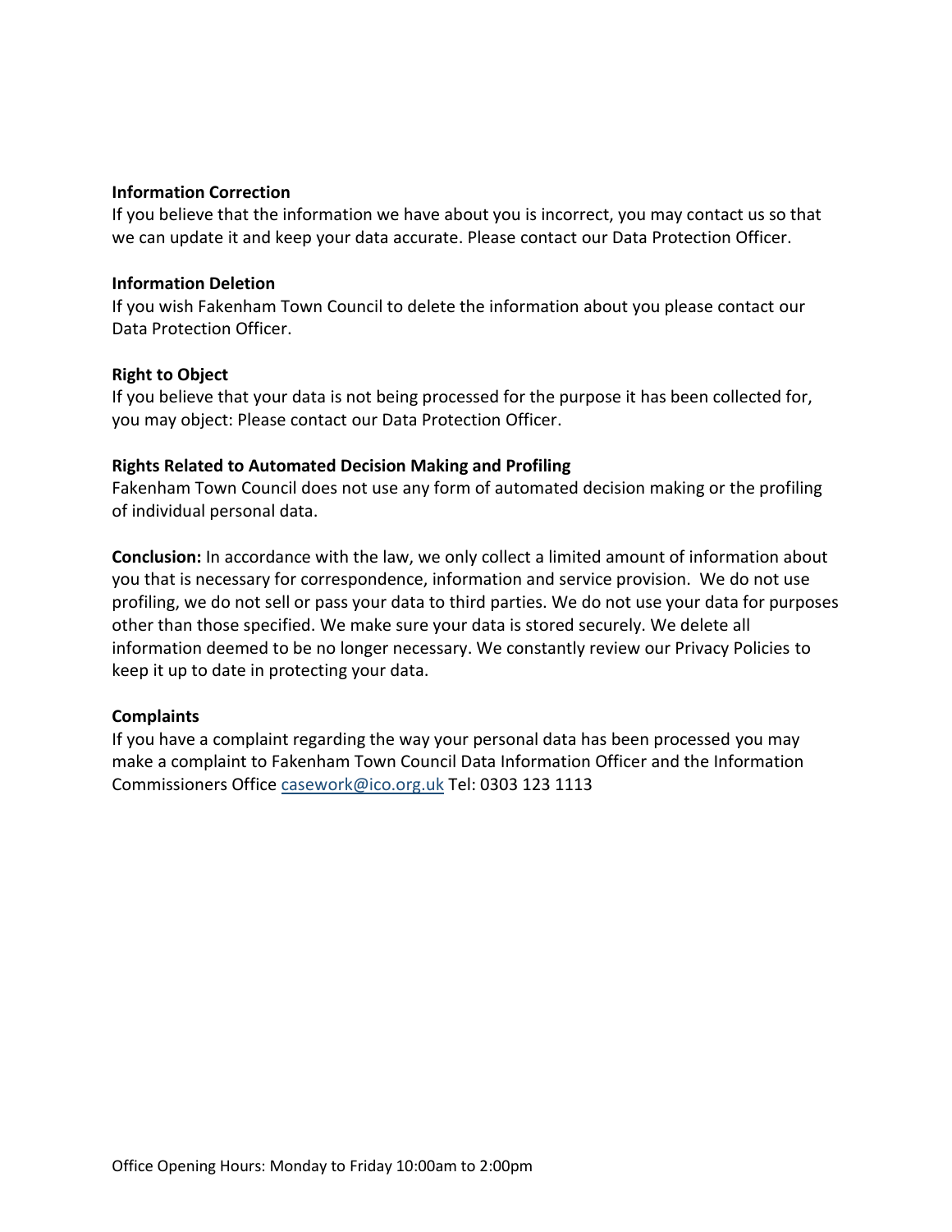**Information Correction**

If you believe that the information we have about you is incorrect, you may contact us so that we can update it and keep your data accurate. Please contact our Data Protection Officer.

**Information Deletion**

If you wish Fakenham Town Council to delete the information about you please contact our Data Protection Officer.

**Right to Object**

If you believe that your data is not being processed for the purpose it has been collected for, you may object: Please contact our Data Protection Officer.

**Rights Related to Automated Decision Making and Profiling**

Fakenham Town Council does not use any form of automated decision making or the profiling of individual personal data.

**Conclusion:** In accordance with the law, we only collect a limited amount of information about you that is necessary for correspondence, information and service provision. We do not use profiling, we do not sell or pass your data to third parties. We do not use your data for purposes other than those specified. We make sure your data is stored securely. We delete all information deemed to be no longer necessary. We constantly review our Privacy Policies to keep it up to date in protecting your data.

**Complaints**

If you have a complaint regarding the way your personal data has been processed you may make a complaint to Fakenham Town Council Data Information Officer and the Information Commissioners Office casework@ico.org.uk Tel: 0303 123 1113

Office Opening Hours: Monday to Friday 10:00am to 2:00pm